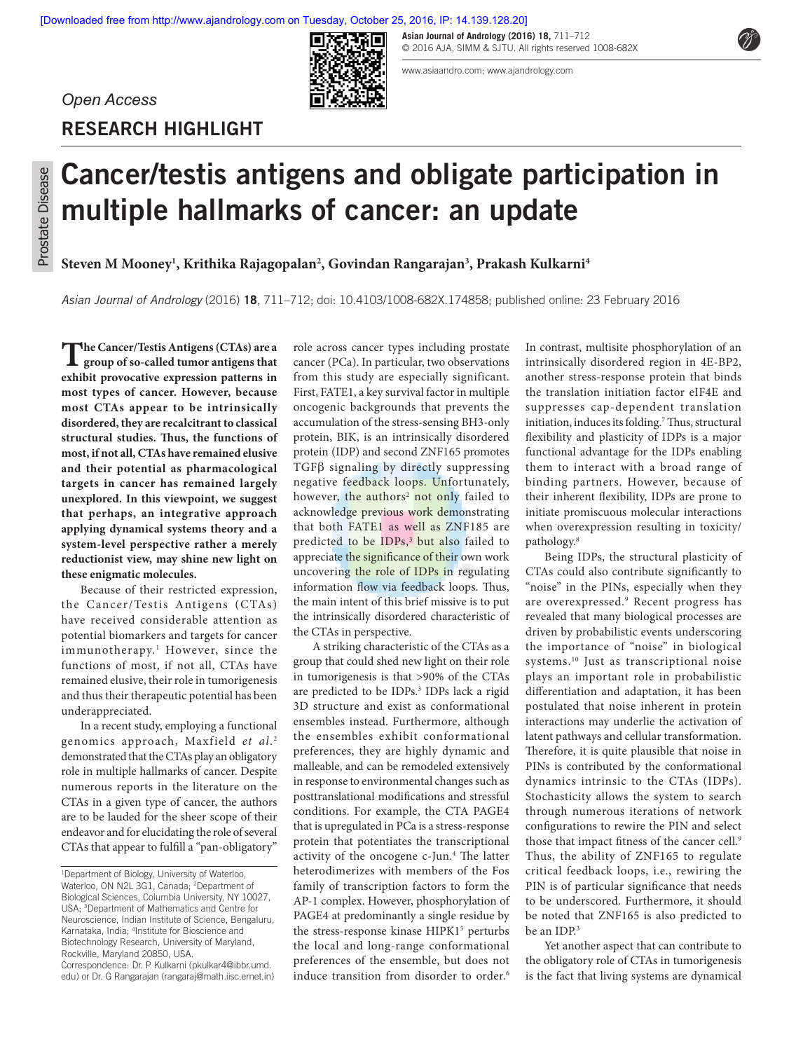*Open Access*

## RESEARCH HIGHLIGHT

Prostate Disease

# Cancer/testis antigens and obligate participation in multiple hallmarks of cancer: an update

**Steven M Mooney[1], Krithika Rajagopalan[2], Govindan Rangarajan[3], Prakash Kulkarni[4]**

*Asian Journal of Andrology* (2016) **18**, 711–712; doi: 10.4103/1008-682X.174858; published online: 23 February 2016

**The Cancer/Testis Antigens (CTAs) are a group of so-called tumor antigens that exhibit provocative expression patterns in most types of cancer. However, because most CTAs appear to be intrinsically disordered, they are recalcitrant to classical structural studies. Thus, the functions of most, if not all, CTAs have remained elusive and their potential as pharmacological targets in cancer has remained largely unexplored. In this viewpoint, we suggest that perhaps, an integrative approach applying dynamical systems theory and a system-level perspective rather a merely reductionist view, may shine new light on these enigmatic molecules.**

Because of their restricted expression, the Cancer/Testis Antigens (CTAs) have received considerable attention as potential biomarkers and targets for cancer immunotherapy.[1] However, since the functions of most, if not all, CTAs have remained elusive, their role in tumorigenesis and thus their therapeutic potential has been underappreciated.

In a recent study, employing a functional genomics approach, Maxfield *et al.*[2] demonstrated that the CTAs play an obligatory role in multiple hallmarks of cancer. Despite numerous reports in the literature on the CTAs in a given type of cancer, the authors are to be lauded for the sheer scope of their endeavor and for elucidating the role of several CTAs that appear to fulfill a "pan-obligatory" role across cancer types including prostate cancer (PCa). In particular, two observations from this study are especially significant. First, FATE1, a key survival factor in multiple oncogenic backgrounds that prevents the accumulation of the stress-sensing BH3-only protein, BIK, is an intrinsically disordered protein (IDP) and second ZNF165 promotes TGFβ signaling by directly suppressing negative feedback loops. Unfortunately, however, the authors[2] not only failed to acknowledge previous work demonstrating that both FATE1 as well as ZNF185 are predicted to be IDPs,[3] but also failed to appreciate the significance of their own work uncovering the role of IDPs in regulating information flow via feedback loops. Thus, the main intent of this brief missive is to put the intrinsically disordered characteristic of the CTAs in perspective.

A striking characteristic of the CTAs as a group that could shed new light on their role in tumorigenesis is that >90% of the CTAs are predicted to be IDPs.[3] IDPs lack a rigid 3D structure and exist as conformational ensembles instead. Furthermore, although the ensembles exhibit conformational preferences, they are highly dynamic and malleable, and can be remodeled extensively in response to environmental changes such as posttranslational modifications and stressful conditions. For example, the CTA PAGE4 that is upregulated in PCa is a stress-response protein that potentiates the transcriptional activity of the oncogene c-Jun.[4] The latter heterodimerizes with members of the Fos family of transcription factors to form the AP-1 complex. However, phosphorylation of PAGE4 at predominantly a single residue by the stress-response kinase HIPK1[5] perturbs the local and long-range conformational preferences of the ensemble, but does not induce transition from disorder to order.[6] In contrast, multisite phosphorylation of an intrinsically disordered region in 4E-BP2, another stress-response protein that binds the translation initiation factor eIF4E and suppresses cap-dependent translation initiation, induces its folding.[7] Thus, structural flexibility and plasticity of IDPs is a major functional advantage for the IDPs enabling them to interact with a broad range of binding partners. However, because of their inherent flexibility, IDPs are prone to initiate promiscuous molecular interactions when overexpression resulting in toxicity/pathology.[8]

Being IDPs, the structural plasticity of CTAs could also contribute significantly to "noise" in the PINs, especially when they are overexpressed.[9] Recent progress has revealed that many biological processes are driven by probabilistic events underscoring the importance of "noise" in biological systems.[10] Just as transcriptional noise plays an important role in probabilistic differentiation and adaptation, it has been postulated that noise inherent in protein interactions may underlie the activation of latent pathways and cellular transformation. Therefore, it is quite plausible that noise in PINs is contributed by the conformational dynamics intrinsic to the CTAs (IDPs). Stochasticity allows the system to search through numerous iterations of network configurations to rewire the PIN and select those that impact fitness of the cancer cell.[9] Thus, the ability of ZNF165 to regulate critical feedback loops, i.e., rewiring the PIN is of particular significance that needs to be underscored. Furthermore, it should be noted that ZNF165 is also predicted to be an IDP.[3]

Yet another aspect that can contribute to the obligatory role of CTAs in tumorigenesis is the fact that living systems are dynamical

---

[1]Department of Biology, University of Waterloo, Waterloo, ON N2L 3G1, Canada; [2]Department of Biological Sciences, Columbia University, NY 10027, USA; [3]Department of Mathematics and Centre for Neuroscience, Indian Institute of Science, Bengaluru, Karnataka, India; [4]Institute for Bioscience and Biotechnology Research, University of Maryland, Rockville, Maryland 20850, USA.

Correspondence: Dr. P Kulkarni (pkulkar4@ibbr.umd.edu) or Dr. G Rangarajan (rangaraj@math.iisc.ernet.in)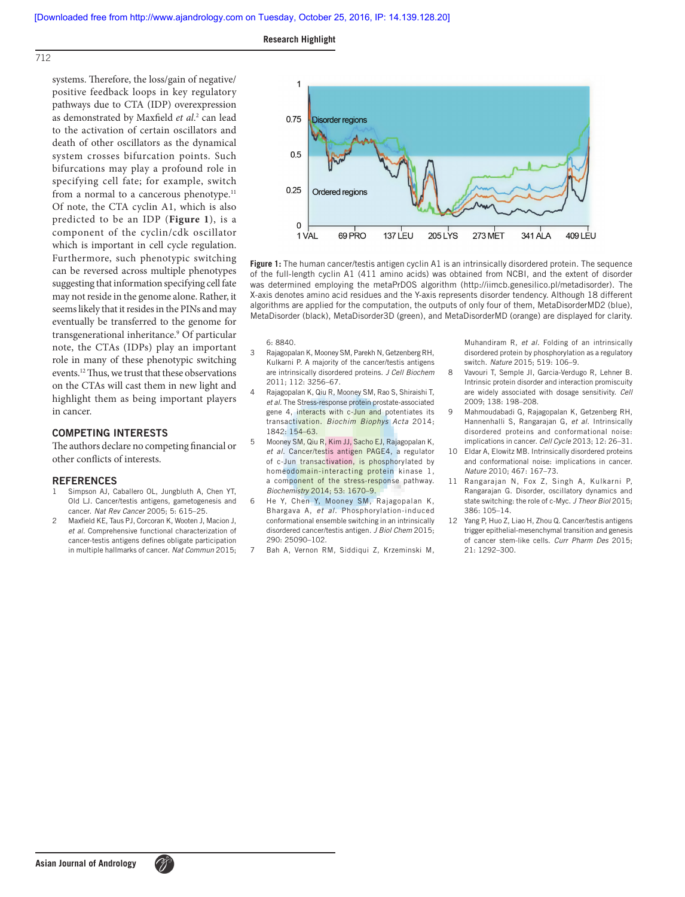systems. Therefore, the loss/gain of negative/positive feedback loops in key regulatory pathways due to CTA (IDP) overexpression as demonstrated by Maxfield *et al.*[2] can lead to the activation of certain oscillators and death of other oscillators as the dynamical system crosses bifurcation points. Such bifurcations may play a profound role in specifying cell fate; for example, switch from a normal to a cancerous phenotype.[11] Of note, the CTA cyclin A1, which is also predicted to be an IDP (**Figure 1**), is a component of the cyclin/cdk oscillator which is important in cell cycle regulation. Furthermore, such phenotypic switching can be reversed across multiple phenotypes suggesting that information specifying cell fate may not reside in the genome alone. Rather, it seems likely that it resides in the PINs and may eventually be transferred to the genome for transgenerational inheritance.[9] Of particular note, the CTAs (IDPs) play an important role in many of these phenotypic switching events.[12] Thus, we trust that these observations on the CTAs will cast them in new light and highlight them as being important players in cancer.

1
0.75
0.5
0.25
0
Disorder regions
Ordered regions
1 VAL
69 PRO
137 LEU
205 LYS
273 MET
341 ALA
409 LEU

**Figure 1:** The human cancer/testis antigen cyclin A1 is an intrinsically disordered protein. The sequence of the full-length cyclin A1 (411 amino acids) was obtained from NCBI, and the extent of disorder was determined employing the metaPrDOS algorithm (http://iimcb.genesilico.pl/metadisorder). The X-axis denotes amino acid residues and the Y-axis represents disorder tendency. Although 18 different algorithms are applied for the computation, the outputs of only four of them, MetaDisorderMD2 (blue), MetaDisorder (black), MetaDisorder3D (green), and MetaDisorderMD (orange) are displayed for clarity.

## COMPETING INTERESTS

The authors declare no competing financial or other conflicts of interests.

## REFERENCES

1. Simpson AJ, Caballero OL, Jungbluth A, Chen YT, Old LJ. Cancer/testis antigens, gametogenesis and cancer. *Nat Rev Cancer* 2005; 5: 615–25.
2. Maxfield KE, Taus PJ, Corcoran K, Wooten J, Macion J, *et al.* Comprehensive functional characterization of cancer-testis antigens defines obligate participation in multiple hallmarks of cancer. *Nat Commun* 2015; 6: 8840.
3. Rajagopalan K, Mooney SM, Parekh N, Getzenberg RH, Kulkarni P. A majority of the cancer/testis antigens are intrinsically disordered proteins. *J Cell Biochem* 2011; 112: 3256–67.
4. Rajagopalan K, Qiu R, Mooney SM, Rao S, Shiraishi T, *et al.* The Stress-response protein prostate-associated gene 4, interacts with c-Jun and potentiates its transactivation. *Biochim Biophys Acta* 2014; 1842: 154–63.
5. Mooney SM, Qiu R, Kim JJ, Sacho EJ, Rajagopalan K, *et al.* Cancer/testis antigen PAGE4, a regulator of c-Jun transactivation, is phosphorylated by homeodomain-interacting protein kinase 1, a component of the stress-response pathway. *Biochemistry* 2014; 53: 1670–9.
6. He Y, Chen Y, Mooney SM, Rajagopalan K, Bhargava A, *et al.* Phosphorylation-induced conformational ensemble switching in an intrinsically disordered cancer/testis antigen. *J Biol Chem* 2015; 290: 25090–102.
7. Bah A, Vernon RM, Siddiqui Z, Krzeminski M, Muhandiram R, *et al.* Folding of an intrinsically disordered protein by phosphorylation as a regulatory switch. *Nature* 2015; 519: 106–9.
8. Vavouri T, Semple JI, Garcia-Verdugo R, Lehner B. Intrinsic protein disorder and interaction promiscuity are widely associated with dosage sensitivity. *Cell* 2009; 138: 198–208.
9. Mahmoudabadi G, Rajagopalan K, Getzenberg RH, Hannenhalli S, Rangarajan G, *et al.* Intrinsically disordered proteins and conformational noise: implications in cancer. *Cell Cycle* 2013; 12: 26–31.
10. Eldar A, Elowitz MB. Intrinsically disordered proteins and conformational noise: implications in cancer. *Nature* 2010; 467: 167–73.
11. Rangarajan N, Fox Z, Singh A, Kulkarni P, Rangarajan G. Disorder, oscillatory dynamics and state switching: the role of c-Myc. *J Theor Biol* 2015; 386: 105–14.
12. Yang P, Huo Z, Liao H, Zhou Q. Cancer/testis antigens trigger epithelial-mesenchymal transition and genesis of cancer stem-like cells. *Curr Pharm Des* 2015; 21: 1292–300.